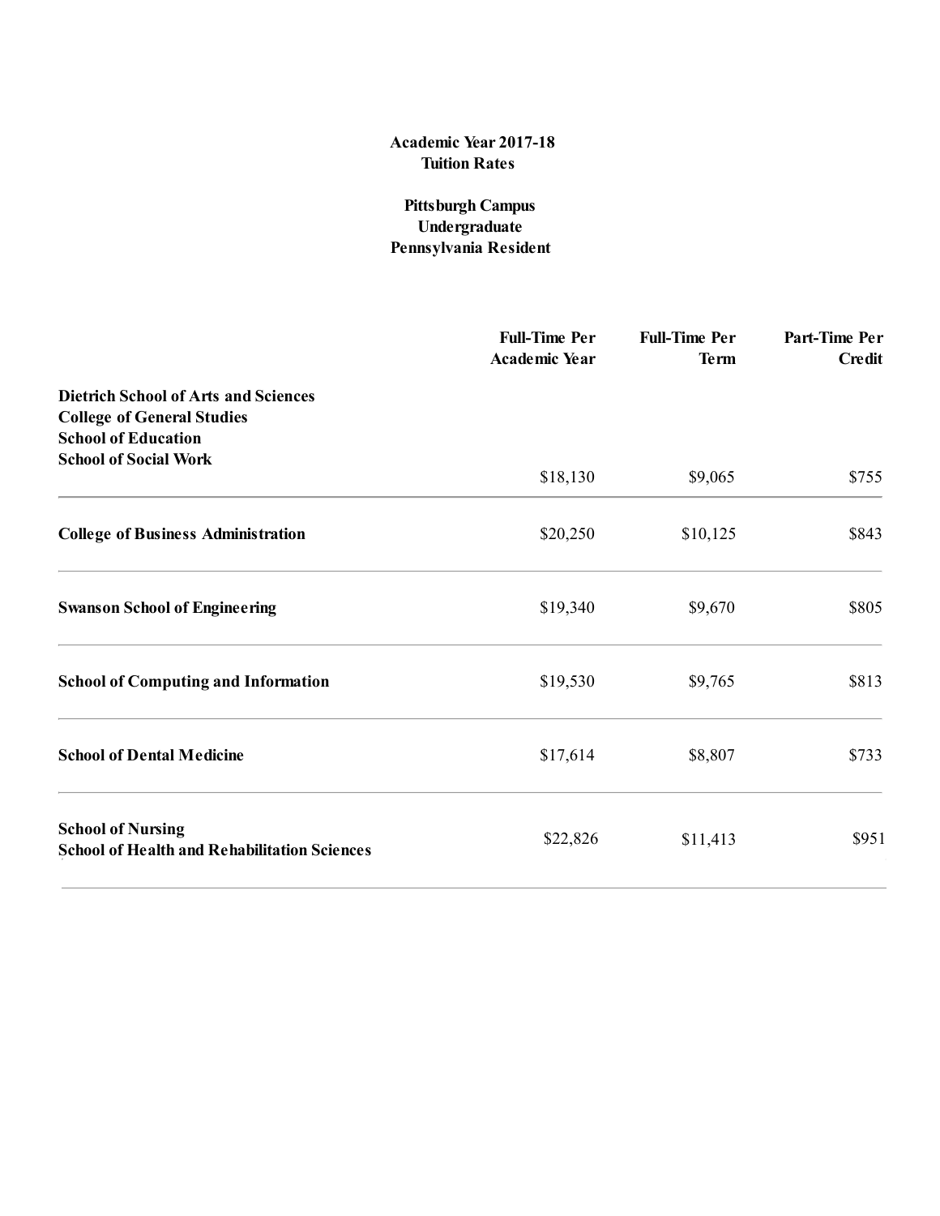**Academic Year 2017-18**
**Tuition Rates**

**Pittsburgh Campus**
**Undergraduate**
**Pennsylvania Resident**

| | Full-Time Per Academic Year | Full-Time Per Term | Part-Time Per Credit |
|---|---|---|---|
| **Dietrich School of Arts and Sciences**<br>**College of General Studies**<br>**School of Education**<br>**School of Social Work** | $18,130 | $9,065 | $755 |
| **College of Business Administration** | $20,250 | $10,125 | $843 |
| **Swanson School of Engineering** | $19,340 | $9,670 | $805 |
| **School of Computing and Information** | $19,530 | $9,765 | $813 |
| **School of Dental Medicine** | $17,614 | $8,807 | $733 |
| **School of Nursing**<br>**School of Health and Rehabilitation Sciences** | $22,826 | $11,413 | $951 |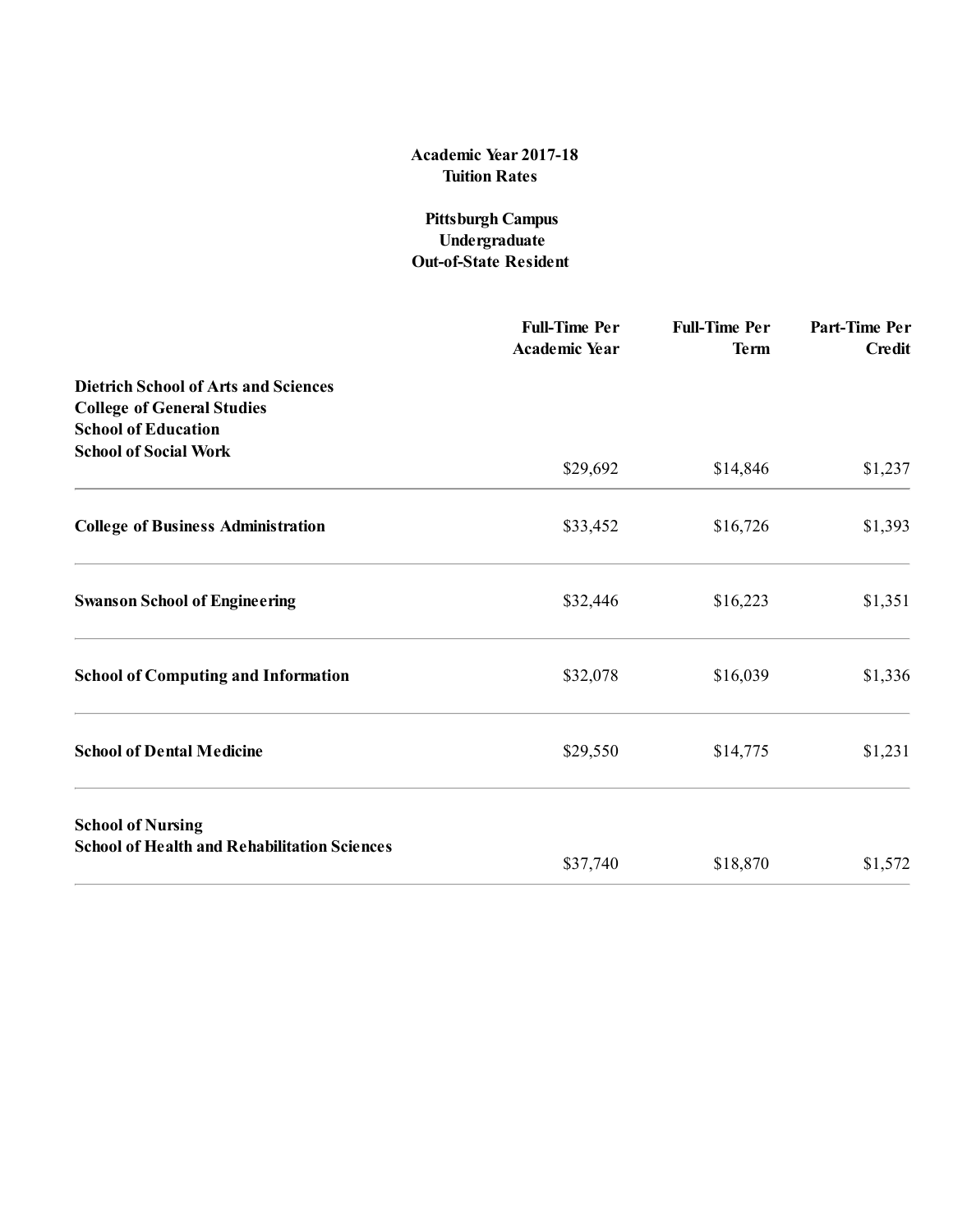**Academic Year 2017-18**
**Tuition Rates**

**Pittsburgh Campus**
**Undergraduate**
**Out-of-State Resident**

| | Full-Time Per Academic Year | Full-Time Per Term | Part-Time Per Credit |
|---|---|---|---|
| **Dietrich School of Arts and Sciences**<br>**College of General Studies**<br>**School of Education**<br>**School of Social Work** | $29,692 | $14,846 | $1,237 |
| **College of Business Administration** | $33,452 | $16,726 | $1,393 |
| **Swanson School of Engineering** | $32,446 | $16,223 | $1,351 |
| **School of Computing and Information** | $32,078 | $16,039 | $1,336 |
| **School of Dental Medicine** | $29,550 | $14,775 | $1,231 |
| **School of Nursing**<br>**School of Health and Rehabilitation Sciences** | $37,740 | $18,870 | $1,572 |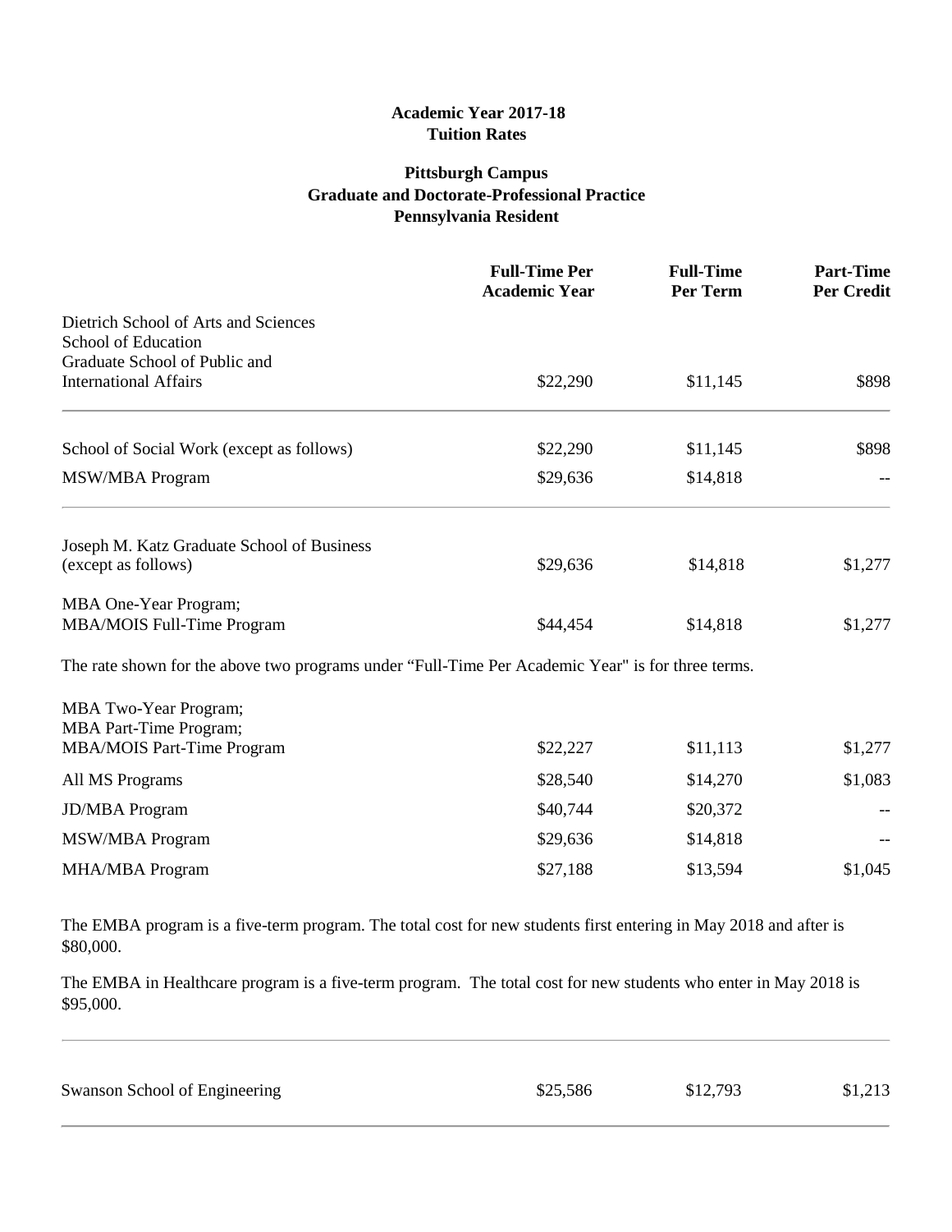**Academic Year 2017-18**
**Tuition Rates**

**Pittsburgh Campus**
**Graduate and Doctorate-Professional Practice**
**Pennsylvania Resident**

| | Full-Time Per Academic Year | Full-Time Per Term | Part-Time Per Credit |
|---|---|---|---|
| Dietrich School of Arts and Sciences<br>School of Education<br>Graduate School of Public and International Affairs | $22,290 | $11,145 | $898 |
| School of Social Work (except as follows) | $22,290 | $11,145 | $898 |
| MSW/MBA Program | $29,636 | $14,818 | -- |
| Joseph M. Katz Graduate School of Business (except as follows) | $29,636 | $14,818 | $1,277 |
| MBA One-Year Program;<br>MBA/MOIS Full-Time Program | $44,454 | $14,818 | $1,277 |

The rate shown for the above two programs under "Full-Time Per Academic Year" is for three terms.

| | Full-Time Per Academic Year | Full-Time Per Term | Part-Time Per Credit |
|---|---|---|---|
| MBA Two-Year Program;<br>MBA Part-Time Program;<br>MBA/MOIS Part-Time Program | $22,227 | $11,113 | $1,277 |
| All MS Programs | $28,540 | $14,270 | $1,083 |
| JD/MBA Program | $40,744 | $20,372 | -- |
| MSW/MBA Program | $29,636 | $14,818 | -- |
| MHA/MBA Program | $27,188 | $13,594 | $1,045 |

The EMBA program is a five-term program. The total cost for new students first entering in May 2018 and after is $80,000.

The EMBA in Healthcare program is a five-term program. The total cost for new students who enter in May 2018 is $95,000.

| | Full-Time Per Academic Year | Full-Time Per Term | Part-Time Per Credit |
|---|---|---|---|
| Swanson School of Engineering | $25,586 | $12,793 | $1,213 |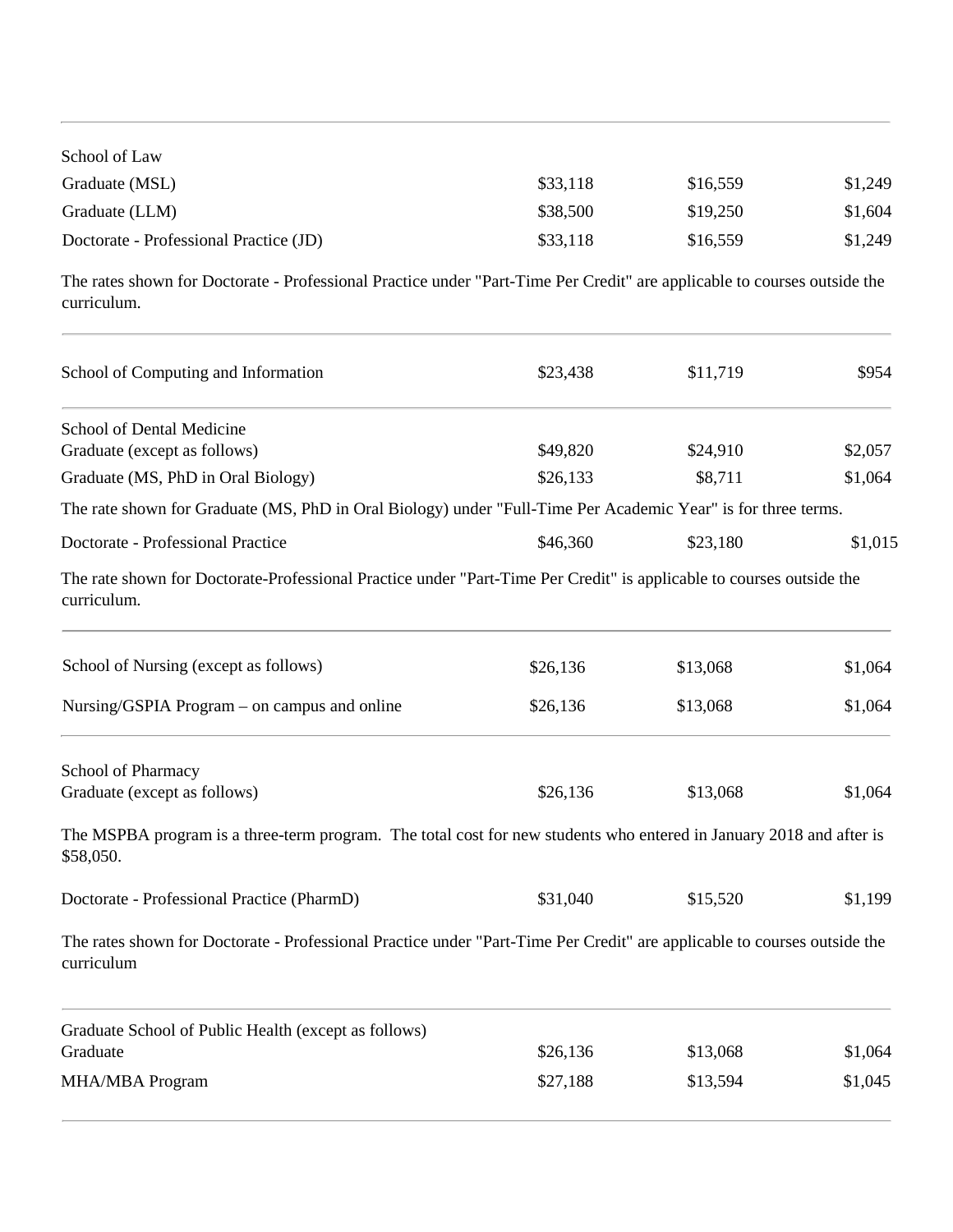| | | | |
|---|---|---|---|
| School of Law | | | |
| Graduate (MSL) | $33,118 | $16,559 | $1,249 |
| Graduate (LLM) | $38,500 | $19,250 | $1,604 |
| Doctorate - Professional Practice (JD) | $33,118 | $16,559 | $1,249 |

The rates shown for Doctorate - Professional Practice under "Part-Time Per Credit" are applicable to courses outside the curriculum.

| | | | |
|---|---|---|---|
| School of Computing and Information | $23,438 | $11,719 | $954 |

| | | | |
|---|---|---|---|
| School of Dental Medicine | | | |
| Graduate (except as follows) | $49,820 | $24,910 | $2,057 |
| Graduate (MS, PhD in Oral Biology) | $26,133 | $8,711 | $1,064 |

The rate shown for Graduate (MS, PhD in Oral Biology) under "Full-Time Per Academic Year" is for three terms.

| | | | |
|---|---|---|---|
| Doctorate - Professional Practice | $46,360 | $23,180 | $1,015 |

The rate shown for Doctorate-Professional Practice under "Part-Time Per Credit" is applicable to courses outside the curriculum.

| | | | |
|---|---|---|---|
| School of Nursing (except as follows) | $26,136 | $13,068 | $1,064 |
| Nursing/GSPIA Program – on campus and online | $26,136 | $13,068 | $1,064 |

| | | | |
|---|---|---|---|
| School of Pharmacy | | | |
| Graduate (except as follows) | $26,136 | $13,068 | $1,064 |

The MSPBA program is a three-term program. The total cost for new students who entered in January 2018 and after is $58,050.

| | | | |
|---|---|---|---|
| Doctorate - Professional Practice (PharmD) | $31,040 | $15,520 | $1,199 |

The rates shown for Doctorate - Professional Practice under "Part-Time Per Credit" are applicable to courses outside the curriculum

| | | | |
|---|---|---|---|
| Graduate School of Public Health (except as follows) | | | |
| Graduate | $26,136 | $13,068 | $1,064 |
| MHA/MBA Program | $27,188 | $13,594 | $1,045 |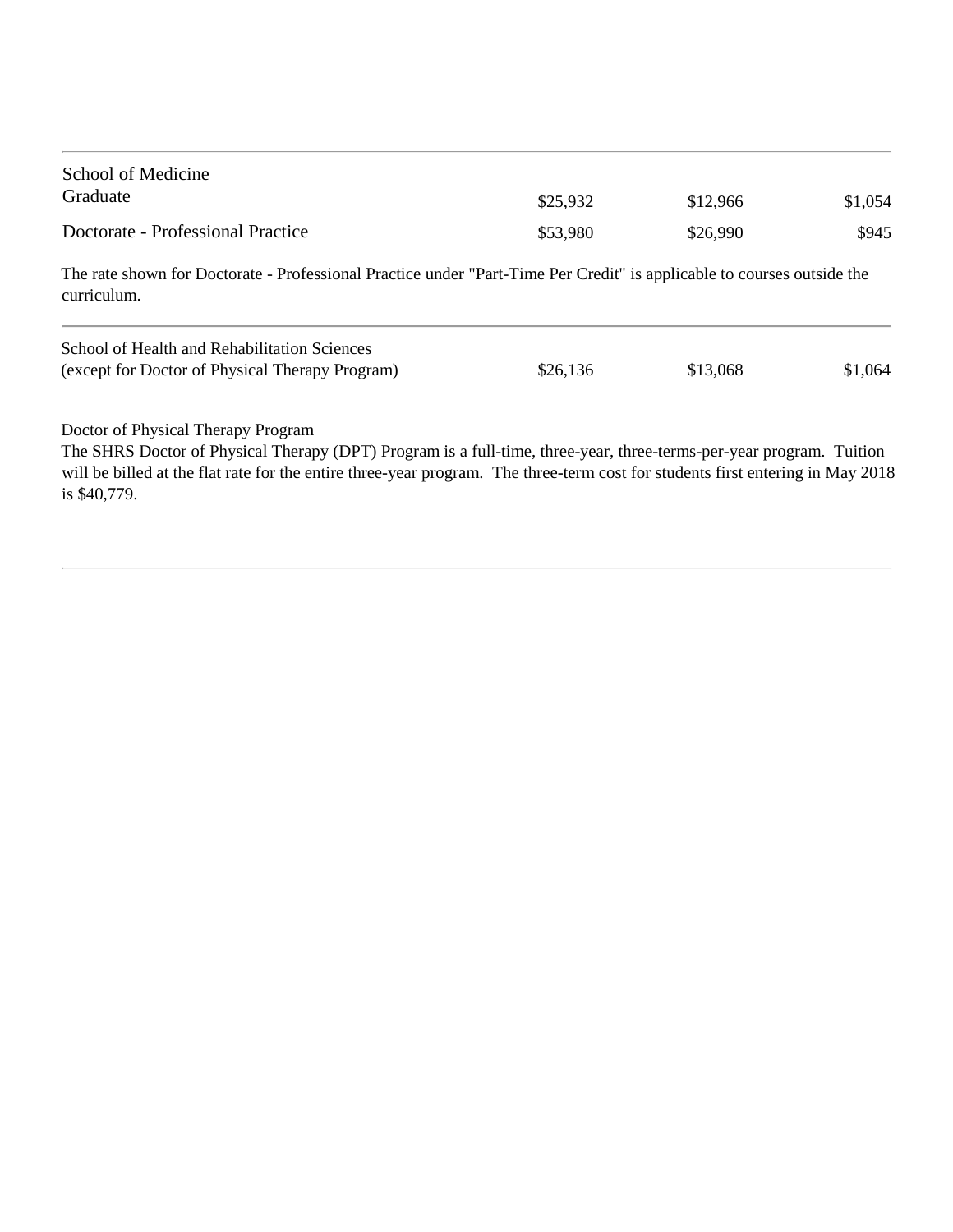| | | | |
|---|---|---|---|
| School of Medicine<br>Graduate | $25,932 | $12,966 | $1,054 |
| Doctorate - Professional Practice | $53,980 | $26,990 | $945 |

The rate shown for Doctorate - Professional Practice under "Part-Time Per Credit" is applicable to courses outside the curriculum.

| | | | |
|---|---|---|---|
| School of Health and Rehabilitation Sciences<br>(except for Doctor of Physical Therapy Program) | $26,136 | $13,068 | $1,064 |

Doctor of Physical Therapy Program

The SHRS Doctor of Physical Therapy (DPT) Program is a full-time, three-year, three-terms-per-year program. Tuition will be billed at the flat rate for the entire three-year program. The three-term cost for students first entering in May 2018 is $40,779.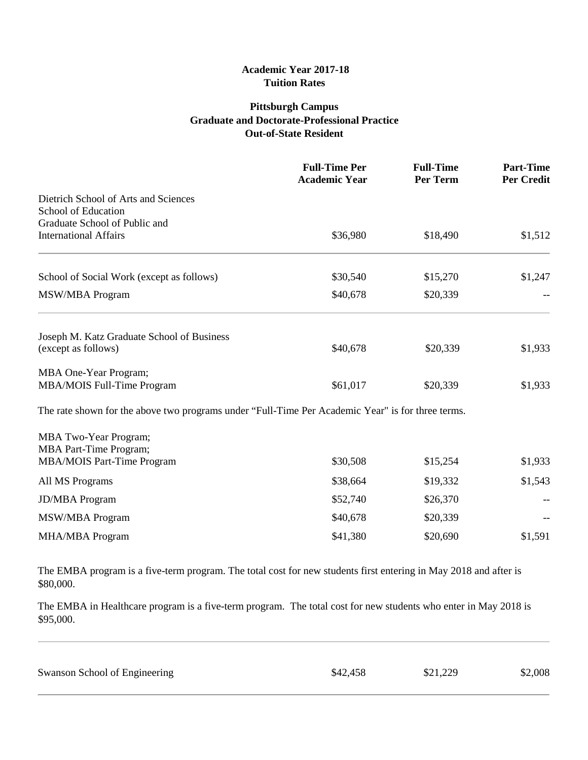**Academic Year 2017-18**
**Tuition Rates**

**Pittsburgh Campus**
**Graduate and Doctorate-Professional Practice**
**Out-of-State Resident**

| | Full-Time Per Academic Year | Full-Time Per Term | Part-Time Per Credit |
|---|---|---|---|
| Dietrich School of Arts and Sciences<br>School of Education<br>Graduate School of Public and International Affairs | $36,980 | $18,490 | $1,512 |
| School of Social Work (except as follows) | $30,540 | $15,270 | $1,247 |
| MSW/MBA Program | $40,678 | $20,339 | -- |
| Joseph M. Katz Graduate School of Business (except as follows) | $40,678 | $20,339 | $1,933 |
| MBA One-Year Program;<br>MBA/MOIS Full-Time Program | $61,017 | $20,339 | $1,933 |

The rate shown for the above two programs under "Full-Time Per Academic Year" is for three terms.

| | Full-Time Per Academic Year | Full-Time Per Term | Part-Time Per Credit |
|---|---|---|---|
| MBA Two-Year Program;<br>MBA Part-Time Program;<br>MBA/MOIS Part-Time Program | $30,508 | $15,254 | $1,933 |
| All MS Programs | $38,664 | $19,332 | $1,543 |
| JD/MBA Program | $52,740 | $26,370 | -- |
| MSW/MBA Program | $40,678 | $20,339 | -- |
| MHA/MBA Program | $41,380 | $20,690 | $1,591 |

The EMBA program is a five-term program. The total cost for new students first entering in May 2018 and after is $80,000.

The EMBA in Healthcare program is a five-term program. The total cost for new students who enter in May 2018 is $95,000.

| | Full-Time Per Academic Year | Full-Time Per Term | Part-Time Per Credit |
|---|---|---|---|
| Swanson School of Engineering | $42,458 | $21,229 | $2,008 |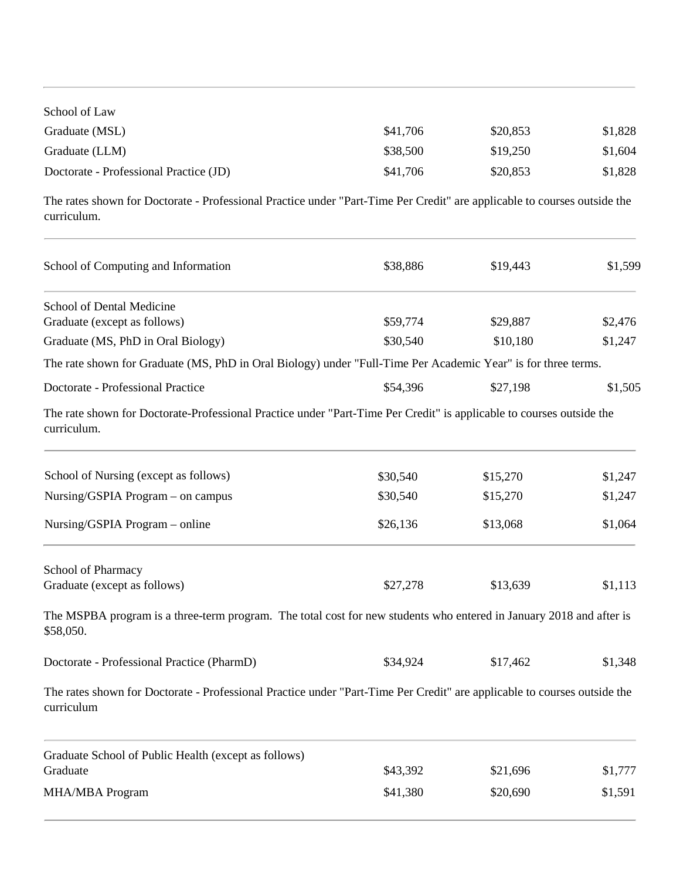| | | | |
|---|---|---|---|
| School of Law | | | |
| Graduate (MSL) | $41,706 | $20,853 | $1,828 |
| Graduate (LLM) | $38,500 | $19,250 | $1,604 |
| Doctorate - Professional Practice (JD) | $41,706 | $20,853 | $1,828 |

The rates shown for Doctorate - Professional Practice under "Part-Time Per Credit" are applicable to courses outside the curriculum.

| | | | |
|---|---|---|---|
| School of Computing and Information | $38,886 | $19,443 | $1,599 |

| | | | |
|---|---|---|---|
| School of Dental Medicine | | | |
| Graduate (except as follows) | $59,774 | $29,887 | $2,476 |
| Graduate (MS, PhD in Oral Biology) | $30,540 | $10,180 | $1,247 |

The rate shown for Graduate (MS, PhD in Oral Biology) under "Full-Time Per Academic Year" is for three terms.

| | | | |
|---|---|---|---|
| Doctorate - Professional Practice | $54,396 | $27,198 | $1,505 |

The rate shown for Doctorate-Professional Practice under "Part-Time Per Credit" is applicable to courses outside the curriculum.

| | | | |
|---|---|---|---|
| School of Nursing (except as follows) | $30,540 | $15,270 | $1,247 |
| Nursing/GSPIA Program – on campus | $30,540 | $15,270 | $1,247 |
| Nursing/GSPIA Program – online | $26,136 | $13,068 | $1,064 |

| | | | |
|---|---|---|---|
| School of Pharmacy | | | |
| Graduate (except as follows) | $27,278 | $13,639 | $1,113 |

The MSPBA program is a three-term program. The total cost for new students who entered in January 2018 and after is $58,050.

| | | | |
|---|---|---|---|
| Doctorate - Professional Practice (PharmD) | $34,924 | $17,462 | $1,348 |

The rates shown for Doctorate - Professional Practice under "Part-Time Per Credit" are applicable to courses outside the curriculum

| | | | |
|---|---|---|---|
| Graduate School of Public Health (except as follows) | | | |
| Graduate | $43,392 | $21,696 | $1,777 |
| MHA/MBA Program | $41,380 | $20,690 | $1,591 |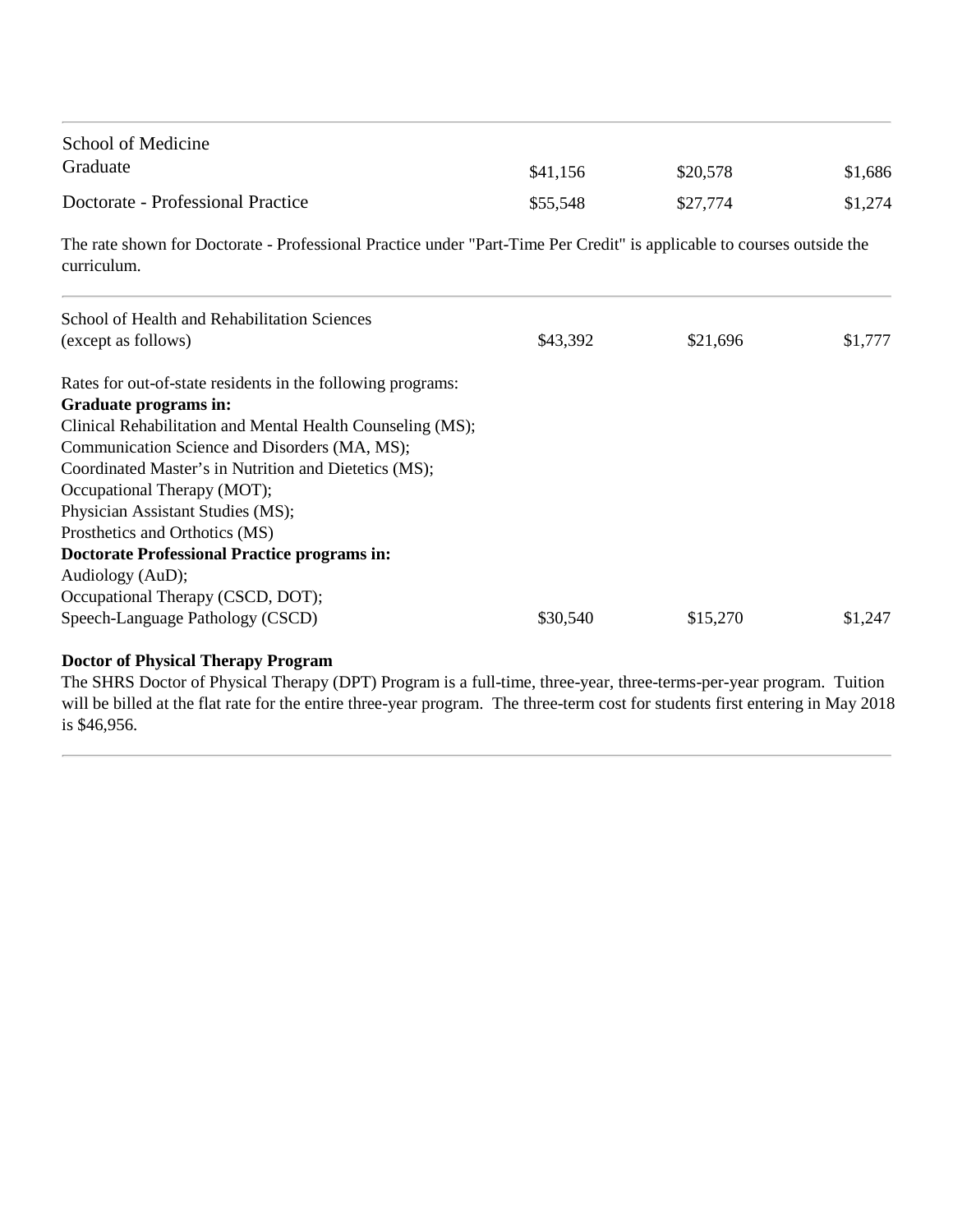| | | | |
|---|---|---|---|
| School of Medicine<br>Graduate | $41,156 | $20,578 | $1,686 |
| Doctorate - Professional Practice | $55,548 | $27,774 | $1,274 |

The rate shown for Doctorate - Professional Practice under "Part-Time Per Credit" is applicable to courses outside the curriculum.

| | | | |
|---|---|---|---|
| School of Health and Rehabilitation Sciences<br>(except as follows) | $43,392 | $21,696 | $1,777 |
| Rates for out-of-state residents in the following programs:<br>**Graduate programs in:**<br>Clinical Rehabilitation and Mental Health Counseling (MS);<br>Communication Science and Disorders (MA, MS);<br>Coordinated Master's in Nutrition and Dietetics (MS);<br>Occupational Therapy (MOT);<br>Physician Assistant Studies (MS);<br>Prosthetics and Orthotics (MS)<br>**Doctorate Professional Practice programs in:**<br>Audiology (AuD);<br>Occupational Therapy (CSCD, DOT);<br>Speech-Language Pathology (CSCD) | $30,540 | $15,270 | $1,247 |

**Doctor of Physical Therapy Program**

The SHRS Doctor of Physical Therapy (DPT) Program is a full-time, three-year, three-terms-per-year program. Tuition will be billed at the flat rate for the entire three-year program. The three-term cost for students first entering in May 2018 is $46,956.